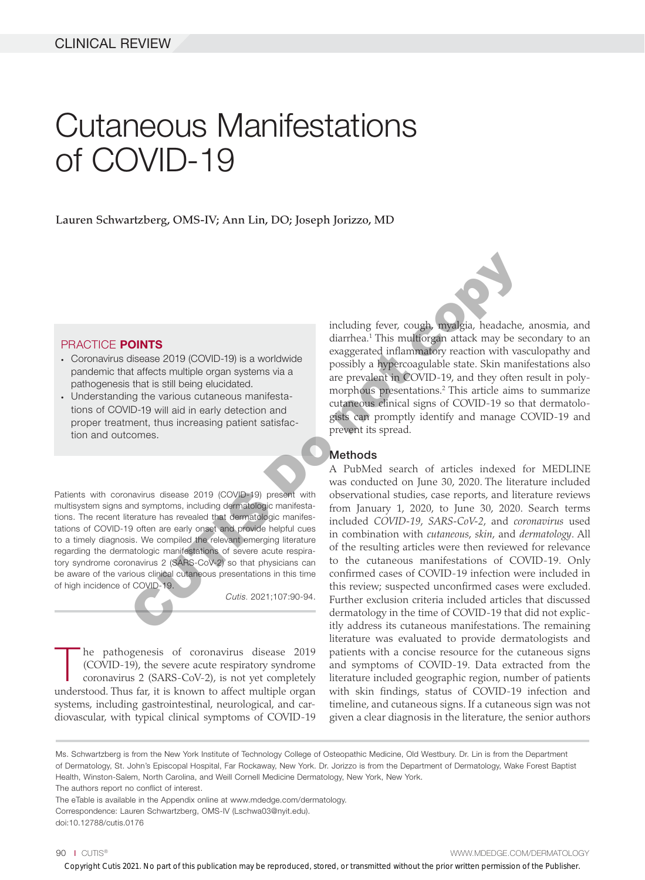# Cutaneous Manifestations of COVID-19

**Lauren Schwartzberg, OMS-IV; Ann Lin, DO; Joseph Jorizzo, MD**

## PRACTICE POINTS

- Coronavirus disease 2019 (COVID-19) is a worldwide pandemic that affects multiple organ systems via a pathogenesis that is still being elucidated.
- Understanding the various cutaneous manifestations of COVID-19 will aid in early detection and proper treatment, thus increasing patient satisfaction and outcomes.

Patients with coronavirus disease 2019 (COVID-19) present with multisystem signs and symptoms, including dermatologic manifestations. The recent literature has revealed that dermatologic manifestations of COVID-19 often are early onset and provide helpful cues to a timely diagnosis. We compiled the relevant emerging literature regarding the dermatologic manifestations of severe acute respiratory syndrome coronavirus 2 (SARS-CoV-2) so that physicians can be aware of the various clinical cutaneous presentations in this time of high incidence of COVID-19.

*Cutis.* 2021;107:90-94.

The pathogenesis of coronavirus disease 2019 (COVID-19), the severe acute respiratory syndrome coronavirus 2 (SARS-CoV-2), is not yet completely understood. Thus far, it is known to affect multiple organ systems, including gastrointestinal, neurological, and cardiovascular, with typical clinical symptoms of COVID-19 including fever, cough, myalgia, headache, anosmia, and diarrhea.[1] This multiorgan attack may be secondary to an exaggerated inflammatory reaction with vasculopathy and possibly a hypercoagulable state. Skin manifestations also are prevalent in COVID-19, and they often result in polymorphous presentations.[2] This article aims to summarize cutaneous clinical signs of COVID-19 so that dermatologists can promptly identify and manage COVID-19 and prevent its spread.

## Methods

A PubMed search of articles indexed for MEDLINE was conducted on June 30, 2020. The literature included observational studies, case reports, and literature reviews from January 1, 2020, to June 30, 2020. Search terms included *COVID-19*, *SARS-CoV-2*, and *coronavirus* used in combination with *cutaneous*, *skin*, and *dermatology*. All of the resulting articles were then reviewed for relevance to the cutaneous manifestations of COVID-19. Only confirmed cases of COVID-19 infection were included in this review; suspected unconfirmed cases were excluded. Further exclusion criteria included articles that discussed dermatology in the time of COVID-19 that did not explicitly address its cutaneous manifestations. The remaining literature was evaluated to provide dermatologists and patients with a concise resource for the cutaneous signs and symptoms of COVID-19. Data extracted from the literature included geographic region, number of patients with skin findings, status of COVID-19 infection and timeline, and cutaneous signs. If a cutaneous sign was not given a clear diagnosis in the literature, the senior authors

Ms. Schwartzberg is from the New York Institute of Technology College of Osteopathic Medicine, Old Westbury. Dr. Lin is from the Department of Dermatology, St. John's Episcopal Hospital, Far Rockaway, New York. Dr. Jorizzo is from the Department of Dermatology, Wake Forest Baptist Health, Winston-Salem, North Carolina, and Weill Cornell Medicine Dermatology, New York, New York.

The authors report no conflict of interest.

The eTable is available in the Appendix online at www.mdedge.com/dermatology.

Correspondence: Lauren Schwartzberg, OMS-IV (Lschwa03@nyit.edu).

doi:10.12788/cutis.0176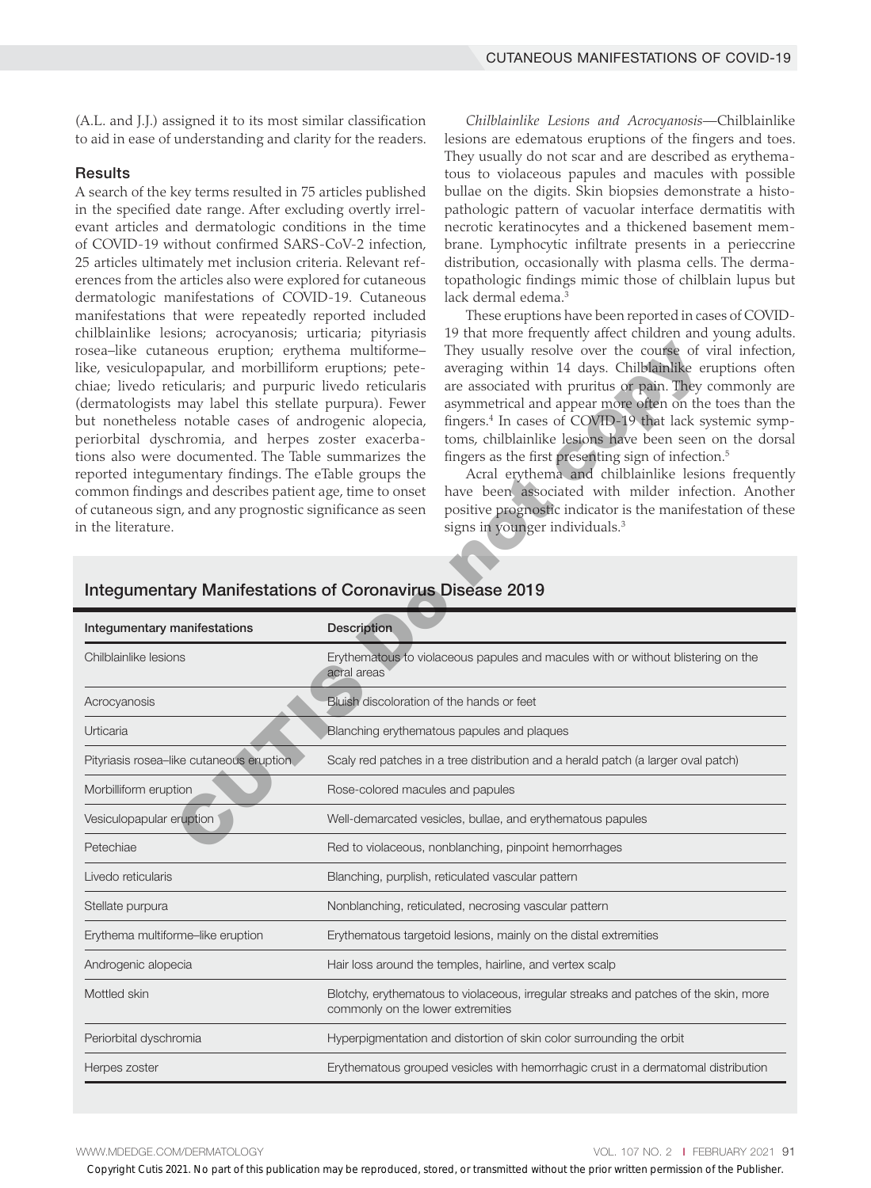(A.L. and J.J.) assigned it to its most similar classification to aid in ease of understanding and clarity for the readers.

## Results

A search of the key terms resulted in 75 articles published in the specified date range. After excluding overtly irrelevant articles and dermatologic conditions in the time of COVID-19 without confirmed SARS-CoV-2 infection, 25 articles ultimately met inclusion criteria. Relevant references from the articles also were explored for cutaneous dermatologic manifestations of COVID-19. Cutaneous manifestations that were repeatedly reported included chilblainlike lesions; acrocyanosis; urticaria; pityriasis rosea–like cutaneous eruption; erythema multiforme–like, vesiculopapular, and morbilliform eruptions; petechiae; livedo reticularis; and purpuric livedo reticularis (dermatologists may label this stellate purpura). Fewer but nonetheless notable cases of androgenic alopecia, periorbital dyschromia, and herpes zoster exacerbations also were documented. The Table summarizes the reported integumentary findings. The eTable groups the common findings and describes patient age, time to onset of cutaneous sign, and any prognostic significance as seen in the literature.

*Chilblainlike Lesions and Acrocyanosis*—Chilblainlike lesions are edematous eruptions of the fingers and toes. They usually do not scar and are described as erythematous to violaceous papules and macules with possible bullae on the digits. Skin biopsies demonstrate a histopathologic pattern of vacuolar interface dermatitis with necrotic keratinocytes and a thickened basement membrane. Lymphocytic infiltrate presents in a perieccrine distribution, occasionally with plasma cells. The dermatopathologic findings mimic those of chilblain lupus but lack dermal edema.[3]

These eruptions have been reported in cases of COVID-19 that more frequently affect children and young adults. They usually resolve over the course of viral infection, averaging within 14 days. Chilblainlike eruptions often are associated with pruritus or pain. They commonly are asymmetrical and appear more often on the toes than the fingers.[4] In cases of COVID-19 that lack systemic symptoms, chilblainlike lesions have been seen on the dorsal fingers as the first presenting sign of infection.[5]

Acral erythema and chilblainlike lesions frequently have been associated with milder infection. Another positive prognostic indicator is the manifestation of these signs in younger individuals.[3]

### Integumentary Manifestations of Coronavirus Disease 2019

| Integumentary manifestations | Description |
|---|---|
| Chilblainlike lesions | Erythematous to violaceous papules and macules with or without blistering on the acral areas |
| Acrocyanosis | Bluish discoloration of the hands or feet |
| Urticaria | Blanching erythematous papules and plaques |
| Pityriasis rosea–like cutaneous eruption | Scaly red patches in a tree distribution and a herald patch (a larger oval patch) |
| Morbilliform eruption | Rose-colored macules and papules |
| Vesiculopapular eruption | Well-demarcated vesicles, bullae, and erythematous papules |
| Petechiae | Red to violaceous, nonblanching, pinpoint hemorrhages |
| Livedo reticularis | Blanching, purplish, reticulated vascular pattern |
| Stellate purpura | Nonblanching, reticulated, necrosing vascular pattern |
| Erythema multiforme–like eruption | Erythematous targetoid lesions, mainly on the distal extremities |
| Androgenic alopecia | Hair loss around the temples, hairline, and vertex scalp |
| Mottled skin | Blotchy, erythematous to violaceous, irregular streaks and patches of the skin, more commonly on the lower extremities |
| Periorbital dyschromia | Hyperpigmentation and distortion of skin color surrounding the orbit |
| Herpes zoster | Erythematous grouped vesicles with hemorrhagic crust in a dermatomal distribution |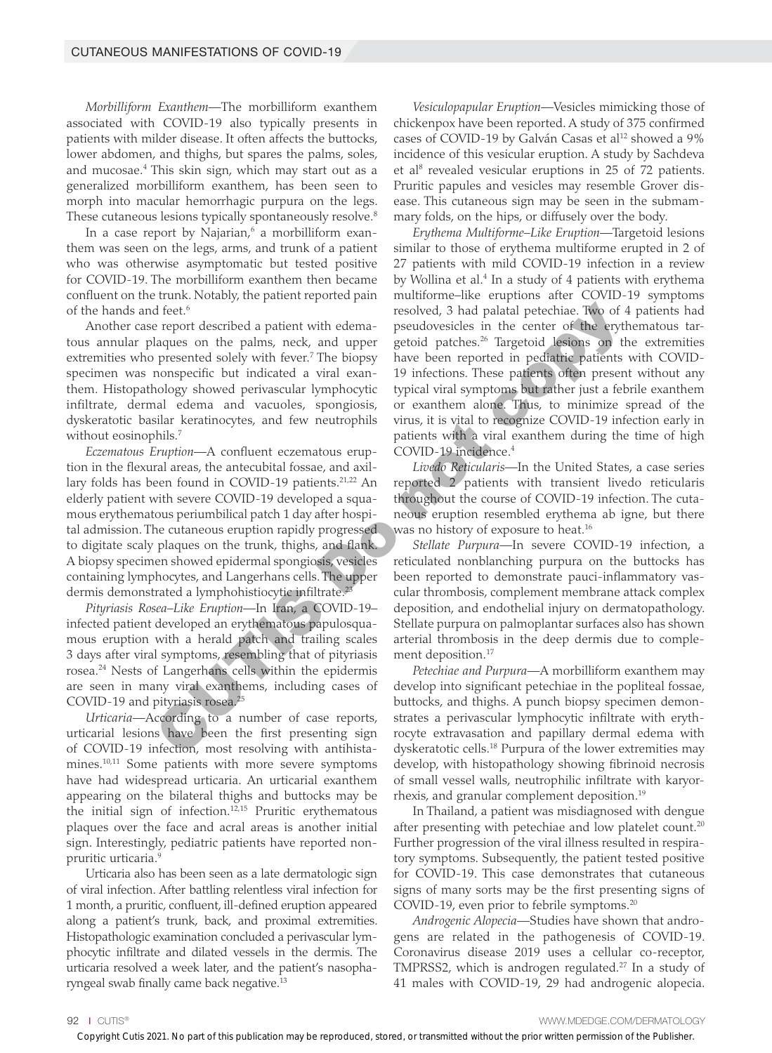*Morbilliform Exanthem*—The morbilliform exanthem associated with COVID-19 also typically presents in patients with milder disease. It often affects the buttocks, lower abdomen, and thighs, but spares the palms, soles, and mucosae.[4] This skin sign, which may start out as a generalized morbilliform exanthem, has been seen to morph into macular hemorrhagic purpura on the legs. These cutaneous lesions typically spontaneously resolve.[8]

In a case report by Najarian,[6] a morbilliform exanthem was seen on the legs, arms, and trunk of a patient who was otherwise asymptomatic but tested positive for COVID-19. The morbilliform exanthem then became confluent on the trunk. Notably, the patient reported pain of the hands and feet.[6]

Another case report described a patient with edematous annular plaques on the palms, neck, and upper extremities who presented solely with fever.[7] The biopsy specimen was nonspecific but indicated a viral exanthem. Histopathology showed perivascular lymphocytic infiltrate, dermal edema and vacuoles, spongiosis, dyskeratotic basilar keratinocytes, and few neutrophils without eosinophils.[7]

*Eczematous Eruption*—A confluent eczematous eruption in the flexural areas, the antecubital fossae, and axillary folds has been found in COVID-19 patients.[21,22] An elderly patient with severe COVID-19 developed a squamous erythematous periumbilical patch 1 day after hospital admission. The cutaneous eruption rapidly progressed to digitate scaly plaques on the trunk, thighs, and flank. A biopsy specimen showed epidermal spongiosis, vesicles containing lymphocytes, and Langerhans cells. The upper dermis demonstrated a lymphohistiocytic infiltrate.[23]

*Pityriasis Rosea–Like Eruption*—In Iran, a COVID-19–infected patient developed an erythematous papulosquamous eruption with a herald patch and trailing scales 3 days after viral symptoms, resembling that of pityriasis rosea.[24] Nests of Langerhans cells within the epidermis are seen in many viral exanthems, including cases of COVID-19 and pityriasis rosea.[25]

*Urticaria*—According to a number of case reports, urticarial lesions have been the first presenting sign of COVID-19 infection, most resolving with antihistamines.[10,11] Some patients with more severe symptoms have had widespread urticaria. An urticarial exanthem appearing on the bilateral thighs and buttocks may be the initial sign of infection.[12,15] Pruritic erythematous plaques over the face and acral areas is another initial sign. Interestingly, pediatric patients have reported nonpruritic urticaria.[9]

Urticaria also has been seen as a late dermatologic sign of viral infection. After battling relentless viral infection for 1 month, a pruritic, confluent, ill-defined eruption appeared along a patient's trunk, back, and proximal extremities. Histopathologic examination concluded a perivascular lymphocytic infiltrate and dilated vessels in the dermis. The urticaria resolved a week later, and the patient's nasopharyngeal swab finally came back negative.[13]

*Vesiculopapular Eruption*—Vesicles mimicking those of chickenpox have been reported. A study of 375 confirmed cases of COVID-19 by Galván Casas et al[12] showed a 9% incidence of this vesicular eruption. A study by Sachdeva et al[8] revealed vesicular eruptions in 25 of 72 patients. Pruritic papules and vesicles may resemble Grover disease. This cutaneous sign may be seen in the submammary folds, on the hips, or diffusely over the body.

*Erythema Multiforme–Like Eruption*—Targetoid lesions similar to those of erythema multiforme erupted in 2 of 27 patients with mild COVID-19 infection in a review by Wollina et al.[4] In a study of 4 patients with erythema multiforme–like eruptions after COVID-19 symptoms resolved, 3 had palatal petechiae. Two of 4 patients had pseudovesicles in the center of the erythematous targetoid patches.[26] Targetoid lesions on the extremities have been reported in pediatric patients with COVID-19 infections. These patients often present without any typical viral symptoms but rather just a febrile exanthem or exanthem alone. Thus, to minimize spread of the virus, it is vital to recognize COVID-19 infection early in patients with a viral exanthem during the time of high COVID-19 incidence.[4]

*Livedo Reticularis*—In the United States, a case series reported 2 patients with transient livedo reticularis throughout the course of COVID-19 infection. The cutaneous eruption resembled erythema ab igne, but there was no history of exposure to heat.[16]

*Stellate Purpura*—In severe COVID-19 infection, a reticulated nonblanching purpura on the buttocks has been reported to demonstrate pauci-inflammatory vascular thrombosis, complement membrane attack complex deposition, and endothelial injury on dermatopathology. Stellate purpura on palmoplantar surfaces also has shown arterial thrombosis in the deep dermis due to complement deposition.[17]

*Petechiae and Purpura*—A morbilliform exanthem may develop into significant petechiae in the popliteal fossae, buttocks, and thighs. A punch biopsy specimen demonstrates a perivascular lymphocytic infiltrate with erythrocyte extravasation and papillary dermal edema with dyskeratotic cells.[18] Purpura of the lower extremities may develop, with histopathology showing fibrinoid necrosis of small vessel walls, neutrophilic infiltrate with karyorrhexis, and granular complement deposition.[19]

In Thailand, a patient was misdiagnosed with dengue after presenting with petechiae and low platelet count.[20] Further progression of the viral illness resulted in respiratory symptoms. Subsequently, the patient tested positive for COVID-19. This case demonstrates that cutaneous signs of many sorts may be the first presenting signs of COVID-19, even prior to febrile symptoms.[20]

*Androgenic Alopecia*—Studies have shown that androgens are related in the pathogenesis of COVID-19. Coronavirus disease 2019 uses a cellular co-receptor, TMPRSS2, which is androgen regulated.[27] In a study of 41 males with COVID-19, 29 had androgenic alopecia.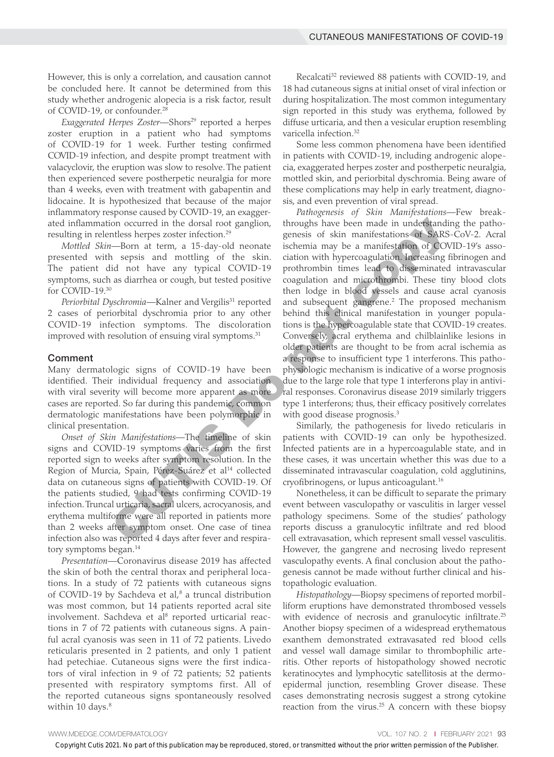However, this is only a correlation, and causation cannot be concluded here. It cannot be determined from this study whether androgenic alopecia is a risk factor, result of COVID-19, or confounder.[28]

*Exaggerated Herpes Zoster*—Shors[29] reported a herpes zoster eruption in a patient who had symptoms of COVID-19 for 1 week. Further testing confirmed COVID-19 infection, and despite prompt treatment with valacyclovir, the eruption was slow to resolve. The patient then experienced severe postherpetic neuralgia for more than 4 weeks, even with treatment with gabapentin and lidocaine. It is hypothesized that because of the major inflammatory response caused by COVID-19, an exaggerated inflammation occurred in the dorsal root ganglion, resulting in relentless herpes zoster infection.[29]

*Mottled Skin*—Born at term, a 15-day-old neonate presented with sepsis and mottling of the skin. The patient did not have any typical COVID-19 symptoms, such as diarrhea or cough, but tested positive for COVID-19.[30]

*Periorbital Dyschromia*—Kalner and Vergilis[31] reported 2 cases of periorbital dyschromia prior to any other COVID-19 infection symptoms. The discoloration improved with resolution of ensuing viral symptoms.[31]

## Comment

Many dermatologic signs of COVID-19 have been identified. Their individual frequency and association with viral severity will become more apparent as more cases are reported. So far during this pandemic, common dermatologic manifestations have been polymorphic in clinical presentation.

*Onset of Skin Manifestations*—The timeline of skin signs and COVID-19 symptoms varies from the first reported sign to weeks after symptom resolution. In the Region of Murcia, Spain, Pérez-Suárez et al[14] collected data on cutaneous signs of patients with COVID-19. Of the patients studied, 9 had tests confirming COVID-19 infection. Truncal urticaria, sacral ulcers, acrocyanosis, and erythema multiforme were all reported in patients more than 2 weeks after symptom onset. One case of tinea infection also was reported 4 days after fever and respiratory symptoms began.[14]

*Presentation*—Coronavirus disease 2019 has affected the skin of both the central thorax and peripheral locations. In a study of 72 patients with cutaneous signs of COVID-19 by Sachdeva et al,[8] a truncal distribution was most common, but 14 patients reported acral site involvement. Sachdeva et al[8] reported urticarial reactions in 7 of 72 patients with cutaneous signs. A painful acral cyanosis was seen in 11 of 72 patients. Livedo reticularis presented in 2 patients, and only 1 patient had petechiae. Cutaneous signs were the first indicators of viral infection in 9 of 72 patients; 52 patients presented with respiratory symptoms first. All of the reported cutaneous signs spontaneously resolved within 10 days.[8]

Recalcati[32] reviewed 88 patients with COVID-19, and 18 had cutaneous signs at initial onset of viral infection or during hospitalization. The most common integumentary sign reported in this study was erythema, followed by diffuse urticaria, and then a vesicular eruption resembling varicella infection.[32]

Some less common phenomena have been identified in patients with COVID-19, including androgenic alopecia, exaggerated herpes zoster and postherpetic neuralgia, mottled skin, and periorbital dyschromia. Being aware of these complications may help in early treatment, diagnosis, and even prevention of viral spread.

*Pathogenesis of Skin Manifestations*—Few breakthroughs have been made in understanding the pathogenesis of skin manifestations of SARS-CoV-2. Acral ischemia may be a manifestation of COVID-19's association with hypercoagulation. Increasing fibrinogen and prothrombin times lead to disseminated intravascular coagulation and microthrombi. These tiny blood clots then lodge in blood vessels and cause acral cyanosis and subsequent gangrene.[2] The proposed mechanism behind this clinical manifestation in younger populations is the hypercoagulable state that COVID-19 creates. Conversely, acral erythema and chilblainlike lesions in older patients are thought to be from acral ischemia as a response to insufficient type 1 interferons. This pathophysiologic mechanism is indicative of a worse prognosis due to the large role that type 1 interferons play in antiviral responses. Coronavirus disease 2019 similarly triggers type 1 interferons; thus, their efficacy positively correlates with good disease prognosis.[3]

Similarly, the pathogenesis for livedo reticularis in patients with COVID-19 can only be hypothesized. Infected patients are in a hypercoagulable state, and in these cases, it was uncertain whether this was due to a disseminated intravascular coagulation, cold agglutinins, cryofibrinogens, or lupus anticoagulant.[16]

Nonetheless, it can be difficult to separate the primary event between vasculopathy or vasculitis in larger vessel pathology specimens. Some of the studies' pathology reports discuss a granulocytic infiltrate and red blood cell extravasation, which represent small vessel vasculitis. However, the gangrene and necrosing livedo represent vasculopathy events. A final conclusion about the pathogenesis cannot be made without further clinical and histopathologic evaluation.

*Histopathology*—Biopsy specimens of reported morbilliform eruptions have demonstrated thrombosed vessels with evidence of necrosis and granulocytic infiltrate.[25] Another biopsy specimen of a widespread erythematous exanthem demonstrated extravasated red blood cells and vessel wall damage similar to thrombophilic arteritis. Other reports of histopathology showed necrotic keratinocytes and lymphocytic satellitosis at the dermoepidermal junction, resembling Grover disease. These cases demonstrating necrosis suggest a strong cytokine reaction from the virus.[25] A concern with these biopsy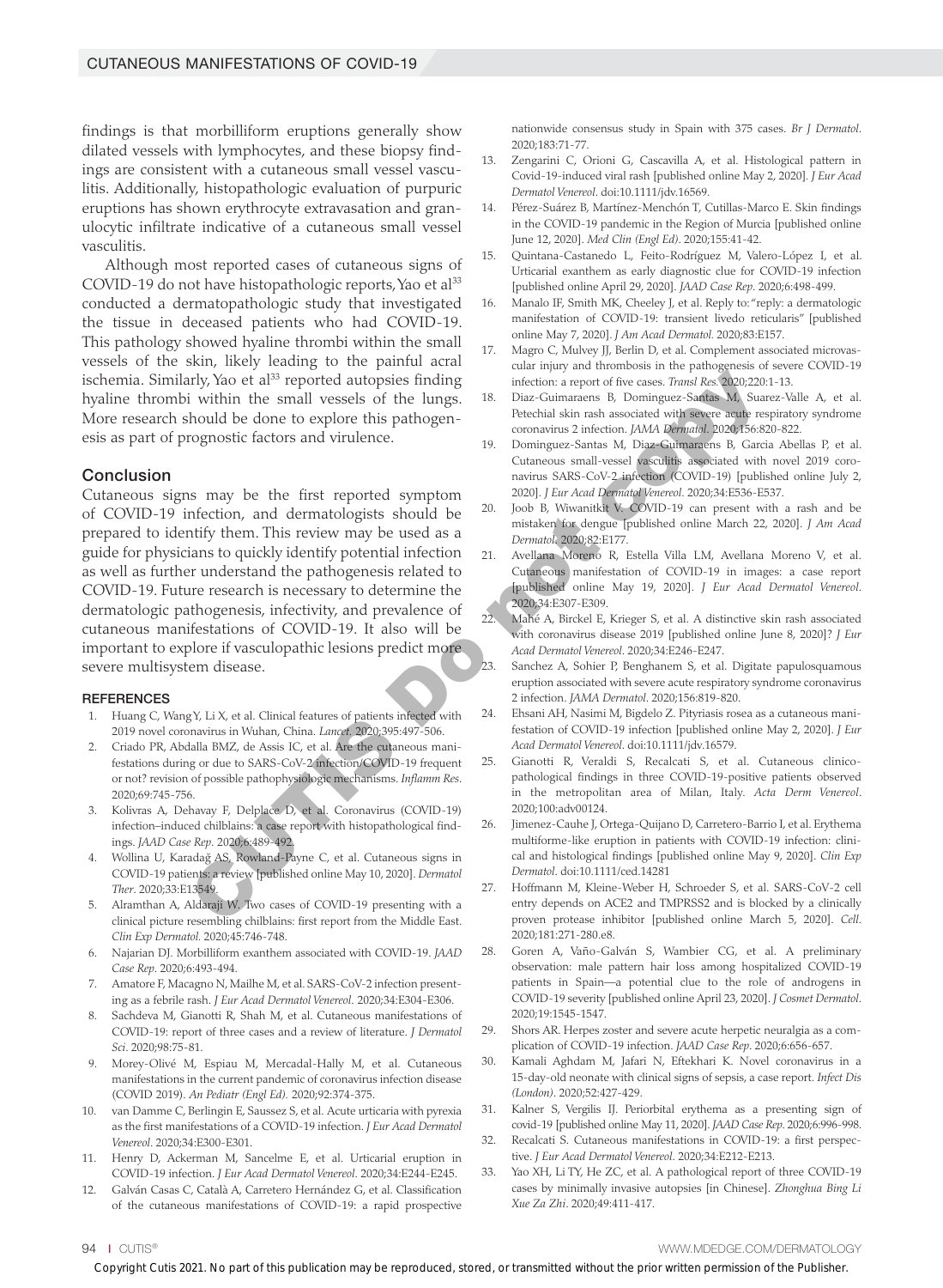findings is that morbilliform eruptions generally show dilated vessels with lymphocytes, and these biopsy findings are consistent with a cutaneous small vessel vasculitis. Additionally, histopathologic evaluation of purpuric eruptions has shown erythrocyte extravasation and granulocytic infiltrate indicative of a cutaneous small vessel vasculitis.

Although most reported cases of cutaneous signs of COVID-19 do not have histopathologic reports, Yao et al[33] conducted a dermatopathologic study that investigated the tissue in deceased patients who had COVID-19. This pathology showed hyaline thrombi within the small vessels of the skin, likely leading to the painful acral ischemia. Similarly, Yao et al[33] reported autopsies finding hyaline thrombi within the small vessels of the lungs. More research should be done to explore this pathogenesis as part of prognostic factors and virulence.

## Conclusion

Cutaneous signs may be the first reported symptom of COVID-19 infection, and dermatologists should be prepared to identify them. This review may be used as a guide for physicians to quickly identify potential infection as well as further understand the pathogenesis related to COVID-19. Future research is necessary to determine the dermatologic pathogenesis, infectivity, and prevalence of cutaneous manifestations of COVID-19. It also will be important to explore if vasculopathic lesions predict more severe multisystem disease.

### REFERENCES

1. Huang C, Wang Y, Li X, et al. Clinical features of patients infected with 2019 novel coronavirus in Wuhan, China. *Lancet*. 2020;395:497-506.
2. Criado PR, Abdalla BMZ, de Assis IC, et al. Are the cutaneous manifestations during or due to SARS-CoV-2 infection/COVID-19 frequent or not? revision of possible pathophysiologic mechanisms. *Inflamm Res*. 2020;69:745-756.
3. Kolivras A, Dehavay F, Delplace D, et al. Coronavirus (COVID-19) infection–induced chilblains: a case report with histopathological findings. *JAAD Case Rep*. 2020;6:489-492.
4. Wollina U, Karadağ AS, Rowland-Payne C, et al. Cutaneous signs in COVID-19 patients: a review [published online May 10, 2020]. *Dermatol Ther*. 2020;33:E13549.
5. Alramthan A, Aldaraji W. Two cases of COVID-19 presenting with a clinical picture resembling chilblains: first report from the Middle East. *Clin Exp Dermatol.* 2020;45:746-748.
6. Najarian DJ. Morbilliform exanthem associated with COVID-19. *JAAD Case Rep*. 2020;6:493-494.
7. Amatore F, Macagno N, Mailhe M, et al. SARS-CoV-2 infection presenting as a febrile rash. *J Eur Acad Dermatol Venereol.* 2020;34:E304-E306.
8. Sachdeva M, Gianotti R, Shah M, et al. Cutaneous manifestations of COVID-19: report of three cases and a review of literature. *J Dermatol Sci*. 2020;98:75-81.
9. Morey-Olivé M, Espiau M, Mercadal-Hally M, et al. Cutaneous manifestations in the current pandemic of coronavirus infection disease (COVID 2019). *An Pediatr (Engl Ed).* 2020;92:374-375.
10. van Damme C, Berlingin E, Saussez S, et al. Acute urticaria with pyrexia as the first manifestations of a COVID-19 infection. *J Eur Acad Dermatol Venereol*. 2020;34:E300-E301.
11. Henry D, Ackerman M, Sancelme E, et al. Urticarial eruption in COVID-19 infection. *J Eur Acad Dermatol Venereol*. 2020;34:E244-E245.
12. Galván Casas C, Català A, Carretero Hernández G, et al. Classification of the cutaneous manifestations of COVID-19: a rapid prospective nationwide consensus study in Spain with 375 cases. *Br J Dermatol*. 2020;183:71-77.
13. Zengarini C, Orioni G, Cascavilla A, et al. Histological pattern in Covid-19-induced viral rash [published online May 2, 2020]. *J Eur Acad Dermatol Venereol*. doi:10.1111/jdv.16569.
14. Pérez-Suárez B, Martínez-Menchón T, Cutillas-Marco E. Skin findings in the COVID-19 pandemic in the Region of Murcia [published online June 12, 2020]. *Med Clin (Engl Ed)*. 2020;155:41-42.
15. Quintana-Castanedo L, Feito-Rodríguez M, Valero-López I, et al. Urticarial exanthem as early diagnostic clue for COVID-19 infection [published online April 29, 2020]. *JAAD Case Rep*. 2020;6:498-499.
16. Manalo IF, Smith MK, Cheeley J, et al. Reply to: "reply: a dermatologic manifestation of COVID-19: transient livedo reticularis" [published online May 7, 2020]. *J Am Acad Dermatol.* 2020;83:E157.
17. Magro C, Mulvey JJ, Berlin D, et al. Complement associated microvascular injury and thrombosis in the pathogenesis of severe COVID-19 infection: a report of five cases. *Transl Res.* 2020;220:1-13.
18. Diaz-Guimaraens B, Dominguez-Santas M, Suarez-Valle A, et al. Petechial skin rash associated with severe acute respiratory syndrome coronavirus 2 infection. *JAMA Dermatol*. 2020;156:820-822.
19. Dominguez-Santas M, Diaz-Guimaraens B, Garcia Abellas P, et al. Cutaneous small-vessel vasculitis associated with novel 2019 coronavirus SARS-CoV-2 infection (COVID-19) [published online July 2, 2020]. *J Eur Acad Dermatol Venereol*. 2020;34:E536-E537.
20. Joob B, Wiwanitkit V. COVID-19 can present with a rash and be mistaken for dengue [published online March 22, 2020]. *J Am Acad Dermatol*. 2020;82:E177.
21. Avellana Moreno R, Estella Villa LM, Avellana Moreno V, et al. Cutaneous manifestation of COVID-19 in images: a case report [published online May 19, 2020]. *J Eur Acad Dermatol Venereol*. 2020;34:E307-E309.
22. Mahé A, Birckel E, Krieger S, et al. A distinctive skin rash associated with coronavirus disease 2019 [published online June 8, 2020]? *J Eur Acad Dermatol Venereol*. 2020;34:E246-E247.
23. Sanchez A, Sohier P, Benghanem S, et al. Digitate papulosquamous eruption associated with severe acute respiratory syndrome coronavirus 2 infection. *JAMA Dermatol*. 2020;156:819-820.
24. Ehsani AH, Nasimi M, Bigdelo Z. Pityriasis rosea as a cutaneous manifestation of COVID-19 infection [published online May 2, 2020]. *J Eur Acad Dermatol Venereol*. doi:10.1111/jdv.16579.
25. Gianotti R, Veraldi S, Recalcati S, et al. Cutaneous clinico-pathological findings in three COVID-19-positive patients observed in the metropolitan area of Milan, Italy. *Acta Derm Venereol*. 2020;100:adv00124.
26. Jimenez-Cauhe J, Ortega-Quijano D, Carretero-Barrio I, et al. Erythema multiforme-like eruption in patients with COVID-19 infection: clinical and histological findings [published online May 9, 2020]. *Clin Exp Dermatol*. doi:10.1111/ced.14281
27. Hoffmann M, Kleine-Weber H, Schroeder S, et al. SARS-CoV-2 cell entry depends on ACE2 and TMPRSS2 and is blocked by a clinically proven protease inhibitor [published online March 5, 2020]. *Cell*. 2020;181:271-280.e8.
28. Goren A, Vaño-Galván S, Wambier CG, et al. A preliminary observation: male pattern hair loss among hospitalized COVID-19 patients in Spain—a potential clue to the role of androgens in COVID-19 severity [published online April 23, 2020]. *J Cosmet Dermatol*. 2020;19:1545-1547.
29. Shors AR. Herpes zoster and severe acute herpetic neuralgia as a complication of COVID-19 infection. *JAAD Case Rep*. 2020;6:656-657.
30. Kamali Aghdam M, Jafari N, Eftekhari K. Novel coronavirus in a 15-day-old neonate with clinical signs of sepsis, a case report. *Infect Dis (London)*. 2020;52:427-429.
31. Kalner S, Vergilis IJ. Periorbital erythema as a presenting sign of covid-19 [published online May 11, 2020]. *JAAD Case Rep*. 2020;6:996-998.
32. Recalcati S. Cutaneous manifestations in COVID-19: a first perspective. *J Eur Acad Dermatol Venereol*. 2020;34:E212-E213.
33. Yao XH, Li TY, He ZC, et al. A pathological report of three COVID-19 cases by minimally invasive autopsies [in Chinese]. *Zhonghua Bing Li Xue Za Zhi*. 2020;49:411-417.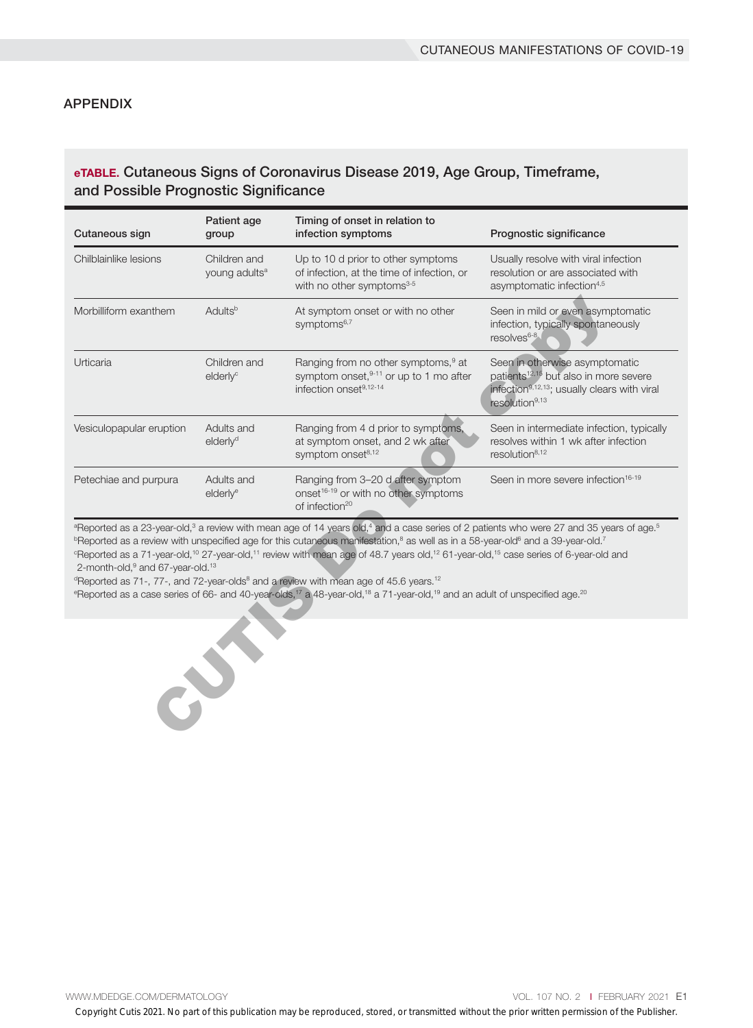## APPENDIX

**eTABLE.** Cutaneous Signs of Coronavirus Disease 2019, Age Group, Timeframe, and Possible Prognostic Significance

| Cutaneous sign | Patient age group | Timing of onset in relation to infection symptoms | Prognostic significance |
|---|---|---|---|
| Chilblainlike lesions | Children and young adults[a] | Up to 10 d prior to other symptoms of infection, at the time of infection, or with no other symptoms[3-5] | Usually resolve with viral infection resolution or are associated with asymptomatic infection[4,5] |
| Morbilliform exanthem | Adults[b] | At symptom onset or with no other symptoms[6,7] | Seen in mild or even asymptomatic infection, typically spontaneously resolves[6-8] |
| Urticaria | Children and elderly[c] | Ranging from no other symptoms,[9] at symptom onset,[9-11] or up to 1 mo after infection onset[9,12-14] | Seen in otherwise asymptomatic patients[12,15] but also in more severe infection[9,12,13]; usually clears with viral resolution[9,13] |
| Vesiculopapular eruption | Adults and elderly[d] | Ranging from 4 d prior to symptoms, at symptom onset, and 2 wk after symptom onset[8,12] | Seen in intermediate infection, typically resolves within 1 wk after infection resolution[8,12] |
| Petechiae and purpura | Adults and elderly[e] | Ranging from 3–20 d after symptom onset[16-19] or with no other symptoms of infection[20] | Seen in more severe infection[16-19] |

[a]Reported as a 23-year-old,[3] a review with mean age of 14 years old,[4] and a case series of 2 patients who were 27 and 35 years of age.[5]
[b]Reported as a review with unspecified age for this cutaneous manifestation,[8] as well as in a 58-year-old[6] and a 39-year-old.[7]
[c]Reported as a 71-year-old,[10] 27-year-old,[11] review with mean age of 48.7 years old,[12] 61-year-old,[15] case series of 6-year-old and 2-month-old,[9] and 67-year-old.[13]
[d]Reported as 71-, 77-, and 72-year-olds[8] and a review with mean age of 45.6 years.[12]
[e]Reported as a case series of 66- and 40-year-olds,[17] a 48-year-old,[18] a 71-year-old,[19] and an adult of unspecified age.[20]

Copyright Cutis 2021. No part of this publication may be reproduced, stored, or transmitted without the prior written permission of the Publisher.